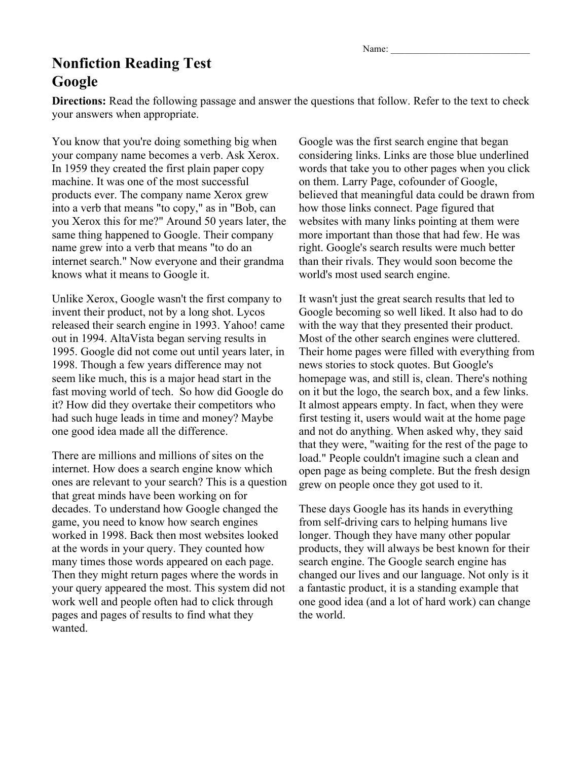Name: ____________________________

# Nonfiction Reading Test
# Google

**Directions:** Read the following passage and answer the questions that follow. Refer to the text to check your answers when appropriate.

You know that you're doing something big when your company name becomes a verb. Ask Xerox. In 1959 they created the first plain paper copy machine. It was one of the most successful products ever. The company name Xerox grew into a verb that means "to copy," as in "Bob, can you Xerox this for me?" Around 50 years later, the same thing happened to Google. Their company name grew into a verb that means "to do an internet search." Now everyone and their grandma knows what it means to Google it.

Unlike Xerox, Google wasn't the first company to invent their product, not by a long shot. Lycos released their search engine in 1993. Yahoo! came out in 1994. AltaVista began serving results in 1995. Google did not come out until years later, in 1998. Though a few years difference may not seem like much, this is a major head start in the fast moving world of tech. So how did Google do it? How did they overtake their competitors who had such huge leads in time and money? Maybe one good idea made all the difference.

There are millions and millions of sites on the internet. How does a search engine know which ones are relevant to your search? This is a question that great minds have been working on for decades. To understand how Google changed the game, you need to know how search engines worked in 1998. Back then most websites looked at the words in your query. They counted how many times those words appeared on each page. Then they might return pages where the words in your query appeared the most. This system did not work well and people often had to click through pages and pages of results to find what they wanted.

Google was the first search engine that began considering links. Links are those blue underlined words that take you to other pages when you click on them. Larry Page, cofounder of Google, believed that meaningful data could be drawn from how those links connect. Page figured that websites with many links pointing at them were more important than those that had few. He was right. Google's search results were much better than their rivals. They would soon become the world's most used search engine.

It wasn't just the great search results that led to Google becoming so well liked. It also had to do with the way that they presented their product. Most of the other search engines were cluttered. Their home pages were filled with everything from news stories to stock quotes. But Google's homepage was, and still is, clean. There's nothing on it but the logo, the search box, and a few links. It almost appears empty. In fact, when they were first testing it, users would wait at the home page and not do anything. When asked why, they said that they were, "waiting for the rest of the page to load." People couldn't imagine such a clean and open page as being complete. But the fresh design grew on people once they got used to it.

These days Google has its hands in everything from self-driving cars to helping humans live longer. Though they have many other popular products, they will always be best known for their search engine. The Google search engine has changed our lives and our language. Not only is it a fantastic product, it is a standing example that one good idea (and a lot of hard work) can change the world.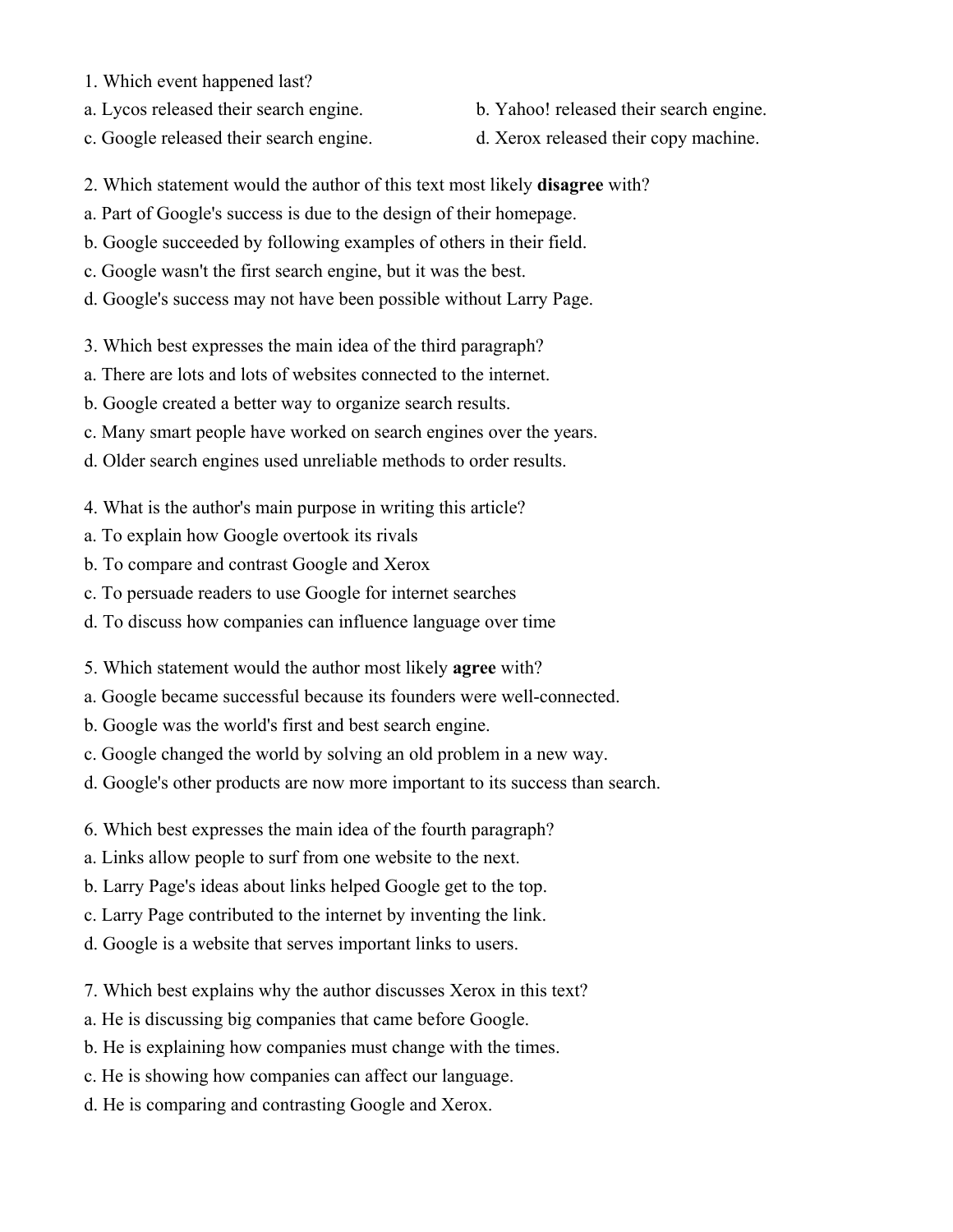1. Which event happened last?

a. Lycos released their search engine.
b. Yahoo! released their search engine.
c. Google released their search engine.
d. Xerox released their copy machine.

2. Which statement would the author of this text most likely **disagree** with?

a. Part of Google's success is due to the design of their homepage.
b. Google succeeded by following examples of others in their field.
c. Google wasn't the first search engine, but it was the best.
d. Google's success may not have been possible without Larry Page.

3. Which best expresses the main idea of the third paragraph?

a. There are lots and lots of websites connected to the internet.
b. Google created a better way to organize search results.
c. Many smart people have worked on search engines over the years.
d. Older search engines used unreliable methods to order results.

4. What is the author's main purpose in writing this article?

a. To explain how Google overtook its rivals
b. To compare and contrast Google and Xerox
c. To persuade readers to use Google for internet searches
d. To discuss how companies can influence language over time

5. Which statement would the author most likely **agree** with?

a. Google became successful because its founders were well-connected.
b. Google was the world's first and best search engine.
c. Google changed the world by solving an old problem in a new way.
d. Google's other products are now more important to its success than search.

6. Which best expresses the main idea of the fourth paragraph?

a. Links allow people to surf from one website to the next.
b. Larry Page's ideas about links helped Google get to the top.
c. Larry Page contributed to the internet by inventing the link.
d. Google is a website that serves important links to users.

7. Which best explains why the author discusses Xerox in this text?

a. He is discussing big companies that came before Google.
b. He is explaining how companies must change with the times.
c. He is showing how companies can affect our language.
d. He is comparing and contrasting Google and Xerox.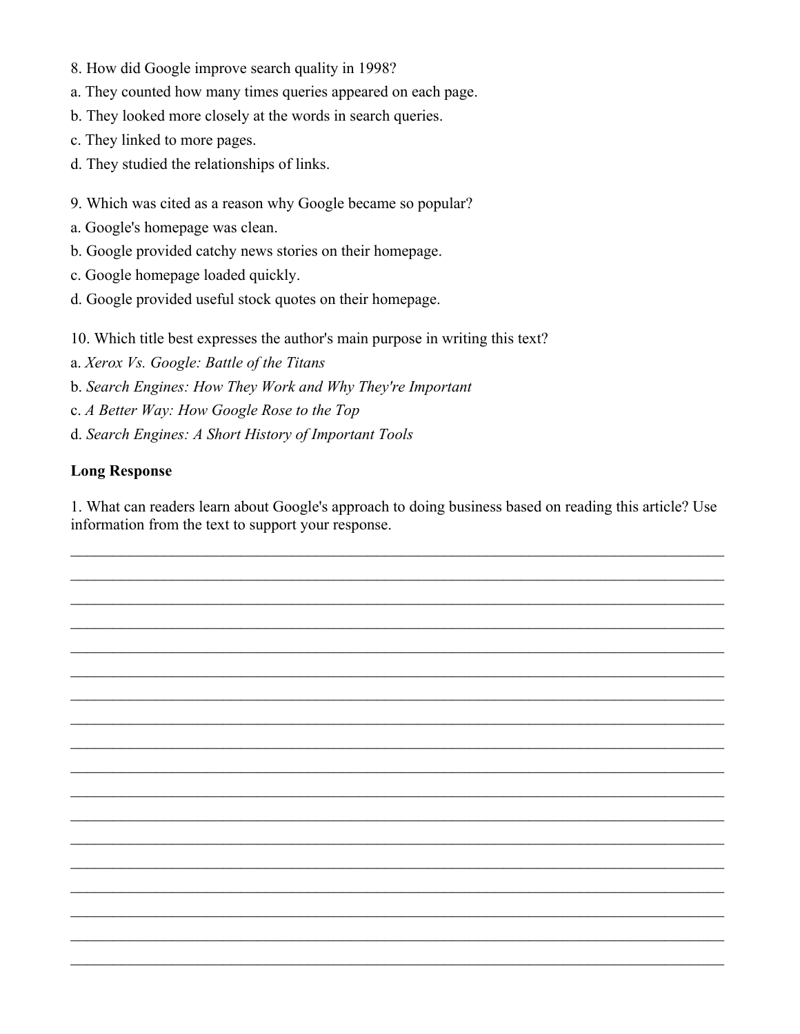8. How did Google improve search quality in 1998?
a. They counted how many times queries appeared on each page.
b. They looked more closely at the words in search queries.
c. They linked to more pages.
d. They studied the relationships of links.

9. Which was cited as a reason why Google became so popular?
a. Google's homepage was clean.
b. Google provided catchy news stories on their homepage.
c. Google homepage loaded quickly.
d. Google provided useful stock quotes on their homepage.

10. Which title best expresses the author's main purpose in writing this text?
a. *Xerox Vs. Google: Battle of the Titans*
b. *Search Engines: How They Work and Why They're Important*
c. *A Better Way: How Google Rose to the Top*
d. *Search Engines: A Short History of Important Tools*

**Long Response**

1. What can readers learn about Google's approach to doing business based on reading this article? Use information from the text to support your response.

______________________________________________________________________________________

______________________________________________________________________________________

______________________________________________________________________________________

______________________________________________________________________________________

______________________________________________________________________________________

______________________________________________________________________________________

______________________________________________________________________________________

______________________________________________________________________________________

______________________________________________________________________________________

______________________________________________________________________________________

______________________________________________________________________________________

______________________________________________________________________________________

______________________________________________________________________________________

______________________________________________________________________________________

______________________________________________________________________________________

______________________________________________________________________________________

______________________________________________________________________________________

______________________________________________________________________________________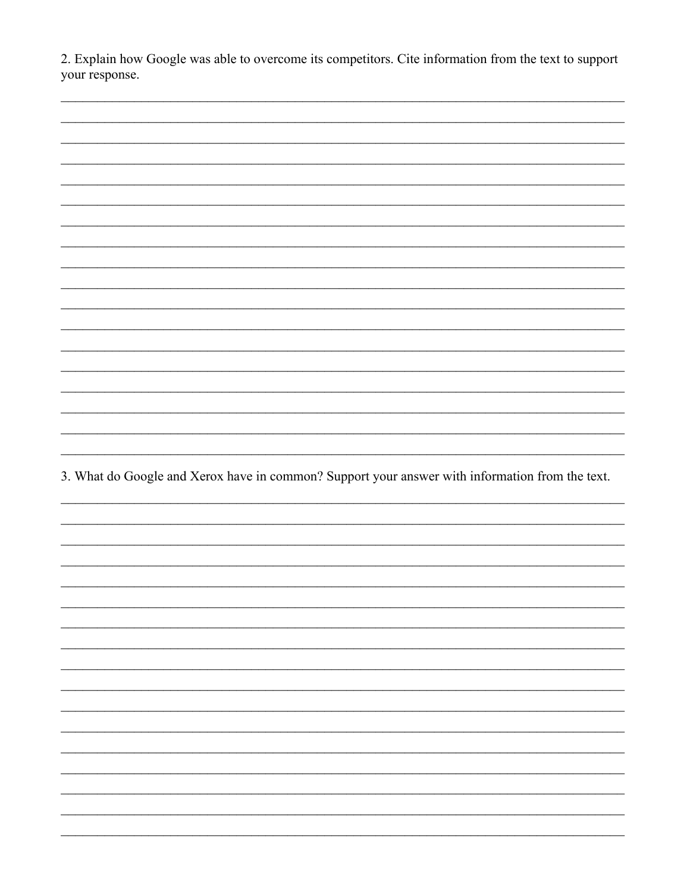2. Explain how Google was able to overcome its competitors. Cite information from the text to support your response.

3. What do Google and Xerox have in common? Support your answer with information from the text.